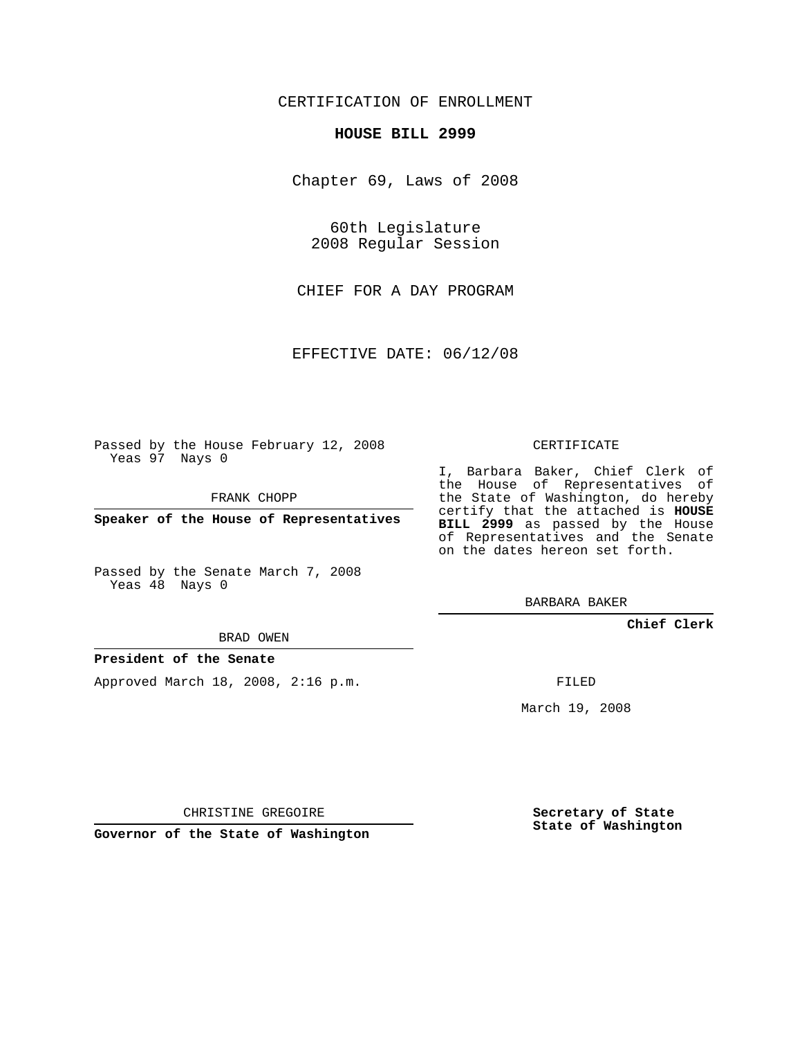CERTIFICATION OF ENROLLMENT

**HOUSE BILL 2999**

Chapter 69, Laws of 2008

60th Legislature
2008 Regular Session

CHIEF FOR A DAY PROGRAM

EFFECTIVE DATE: 06/12/08

Passed by the House February 12, 2008
Yeas 97 Nays 0

FRANK CHOPP

**Speaker of the House of Representatives**

Passed by the Senate March 7, 2008
Yeas 48 Nays 0

BRAD OWEN

**President of the Senate**

Approved March 18, 2008, 2:16 p.m.

CHRISTINE GREGOIRE

**Governor of the State of Washington**

CERTIFICATE

I, Barbara Baker, Chief Clerk of the House of Representatives of the State of Washington, do hereby certify that the attached is **HOUSE BILL 2999** as passed by the House of Representatives and the Senate on the dates hereon set forth.

BARBARA BAKER

**Chief Clerk**

FILED

March 19, 2008

**Secretary of State**
**State of Washington**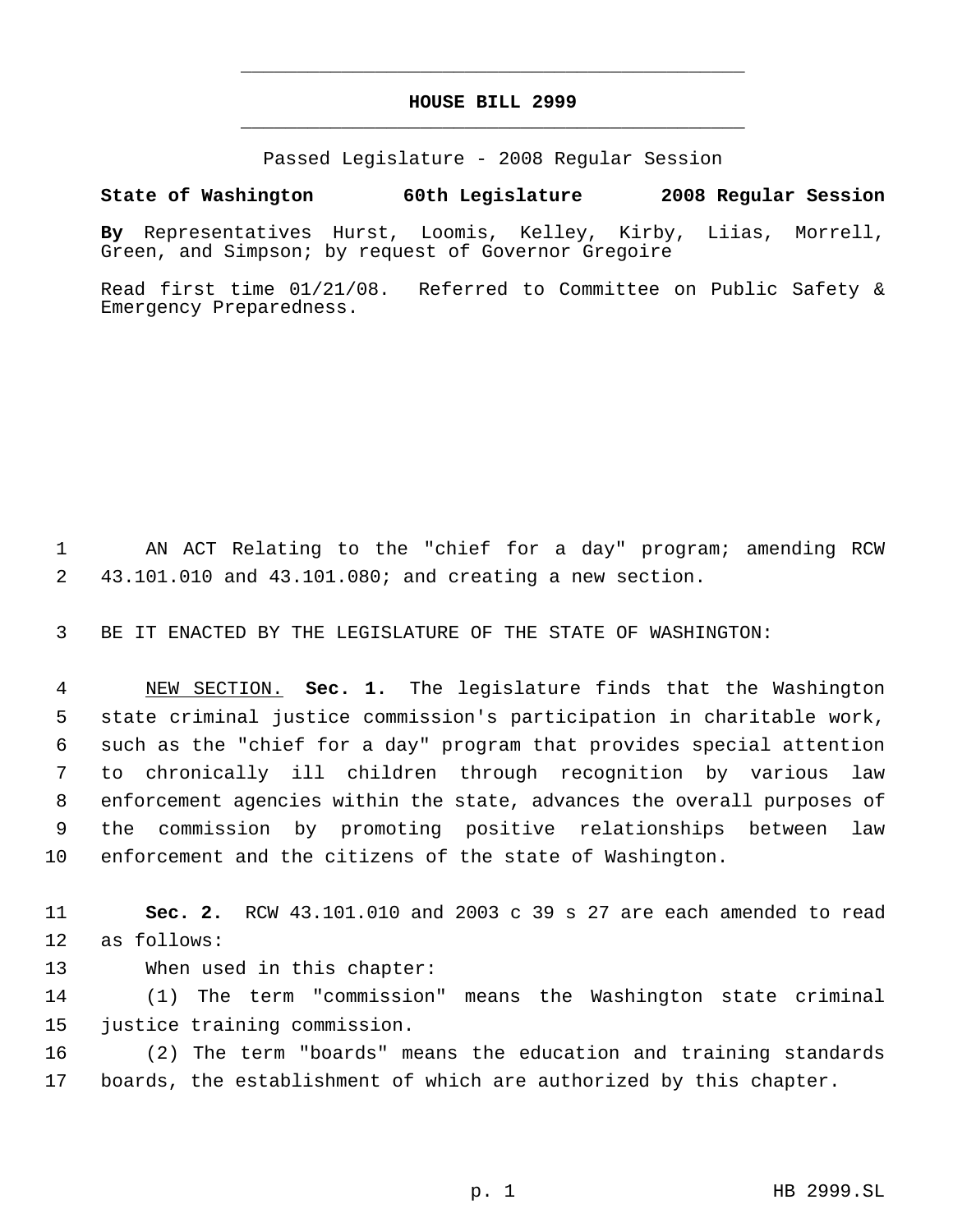# HOUSE BILL 2999

Passed Legislature - 2008 Regular Session

**State of Washington 60th Legislature 2008 Regular Session**

**By** Representatives Hurst, Loomis, Kelley, Kirby, Liias, Morrell, Green, and Simpson; by request of Governor Gregoire

Read first time 01/21/08. Referred to Committee on Public Safety & Emergency Preparedness.

AN ACT Relating to the "chief for a day" program; amending RCW 43.101.010 and 43.101.080; and creating a new section.

BE IT ENACTED BY THE LEGISLATURE OF THE STATE OF WASHINGTON:

NEW SECTION. **Sec. 1.** The legislature finds that the Washington state criminal justice commission's participation in charitable work, such as the "chief for a day" program that provides special attention to chronically ill children through recognition by various law enforcement agencies within the state, advances the overall purposes of the commission by promoting positive relationships between law enforcement and the citizens of the state of Washington.

**Sec. 2.** RCW 43.101.010 and 2003 c 39 s 27 are each amended to read as follows:

When used in this chapter:

(1) The term "commission" means the Washington state criminal justice training commission.

(2) The term "boards" means the education and training standards boards, the establishment of which are authorized by this chapter.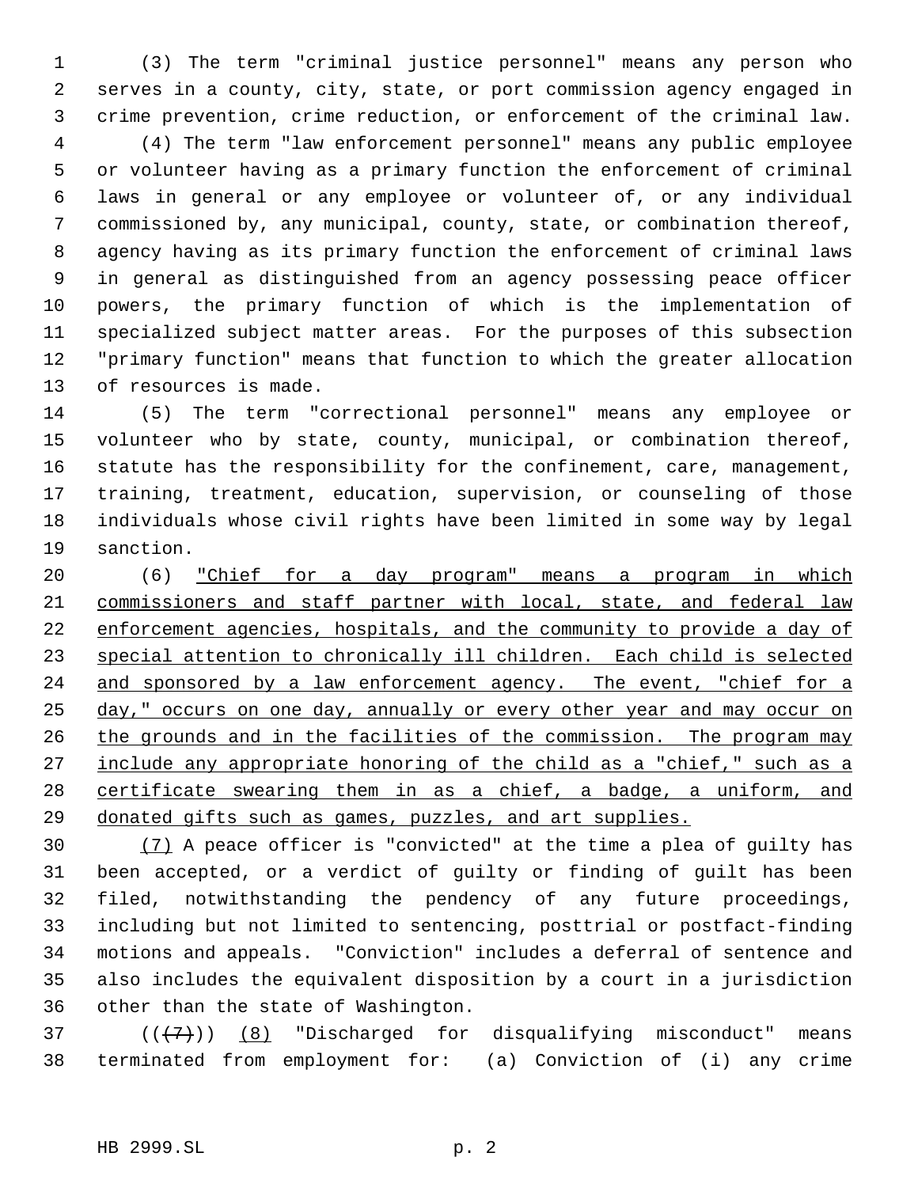(3) The term "criminal justice personnel" means any person who serves in a county, city, state, or port commission agency engaged in crime prevention, crime reduction, or enforcement of the criminal law.

(4) The term "law enforcement personnel" means any public employee or volunteer having as a primary function the enforcement of criminal laws in general or any employee or volunteer of, or any individual commissioned by, any municipal, county, state, or combination thereof, agency having as its primary function the enforcement of criminal laws in general as distinguished from an agency possessing peace officer powers, the primary function of which is the implementation of specialized subject matter areas. For the purposes of this subsection "primary function" means that function to which the greater allocation of resources is made.

(5) The term "correctional personnel" means any employee or volunteer who by state, county, municipal, or combination thereof, statute has the responsibility for the confinement, care, management, training, treatment, education, supervision, or counseling of those individuals whose civil rights have been limited in some way by legal sanction.

(6) <u>"Chief for a day program" means a program in which commissioners and staff partner with local, state, and federal law enforcement agencies, hospitals, and the community to provide a day of special attention to chronically ill children. Each child is selected and sponsored by a law enforcement agency. The event, "chief for a day," occurs on one day, annually or every other year and may occur on the grounds and in the facilities of the commission. The program may include any appropriate honoring of the child as a "chief," such as a certificate swearing them in as a chief, a badge, a uniform, and donated gifts such as games, puzzles, and art supplies.</u>

<u>(7)</u> A peace officer is "convicted" at the time a plea of guilty has been accepted, or a verdict of guilty or finding of guilt has been filed, notwithstanding the pendency of any future proceedings, including but not limited to sentencing, posttrial or postfact-finding motions and appeals. "Conviction" includes a deferral of sentence and also includes the equivalent disposition by a court in a jurisdiction other than the state of Washington.

(( ~~(7)~~ )) <u>(8)</u> "Discharged for disqualifying misconduct" means terminated from employment for: (a) Conviction of (i) any crime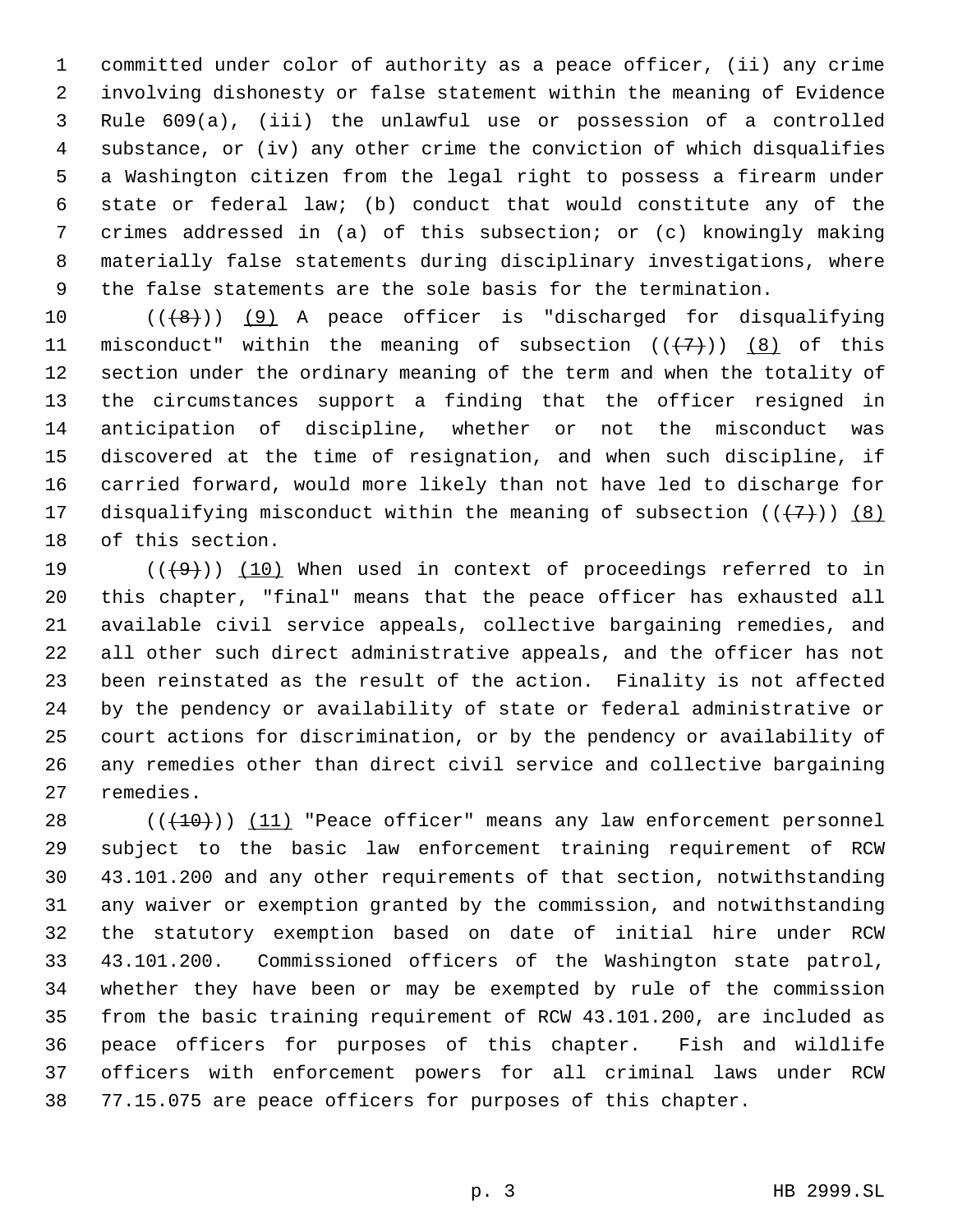committed under color of authority as a peace officer, (ii) any crime involving dishonesty or false statement within the meaning of Evidence Rule 609(a), (iii) the unlawful use or possession of a controlled substance, or (iv) any other crime the conviction of which disqualifies a Washington citizen from the legal right to possess a firearm under state or federal law; (b) conduct that would constitute any of the crimes addressed in (a) of this subsection; or (c) knowingly making materially false statements during disciplinary investigations, where the false statements are the sole basis for the termination.

((~~(8)~~)) (9) A peace officer is "discharged for disqualifying misconduct" within the meaning of subsection ((~~(7)~~)) (8) of this section under the ordinary meaning of the term and when the totality of the circumstances support a finding that the officer resigned in anticipation of discipline, whether or not the misconduct was discovered at the time of resignation, and when such discipline, if carried forward, would more likely than not have led to discharge for disqualifying misconduct within the meaning of subsection ((~~(7)~~)) (8) of this section.

((~~(9)~~)) (10) When used in context of proceedings referred to in this chapter, "final" means that the peace officer has exhausted all available civil service appeals, collective bargaining remedies, and all other such direct administrative appeals, and the officer has not been reinstated as the result of the action. Finality is not affected by the pendency or availability of state or federal administrative or court actions for discrimination, or by the pendency or availability of any remedies other than direct civil service and collective bargaining remedies.

((~~(10)~~)) (11) "Peace officer" means any law enforcement personnel subject to the basic law enforcement training requirement of RCW 43.101.200 and any other requirements of that section, notwithstanding any waiver or exemption granted by the commission, and notwithstanding the statutory exemption based on date of initial hire under RCW 43.101.200. Commissioned officers of the Washington state patrol, whether they have been or may be exempted by rule of the commission from the basic training requirement of RCW 43.101.200, are included as peace officers for purposes of this chapter. Fish and wildlife officers with enforcement powers for all criminal laws under RCW 77.15.075 are peace officers for purposes of this chapter.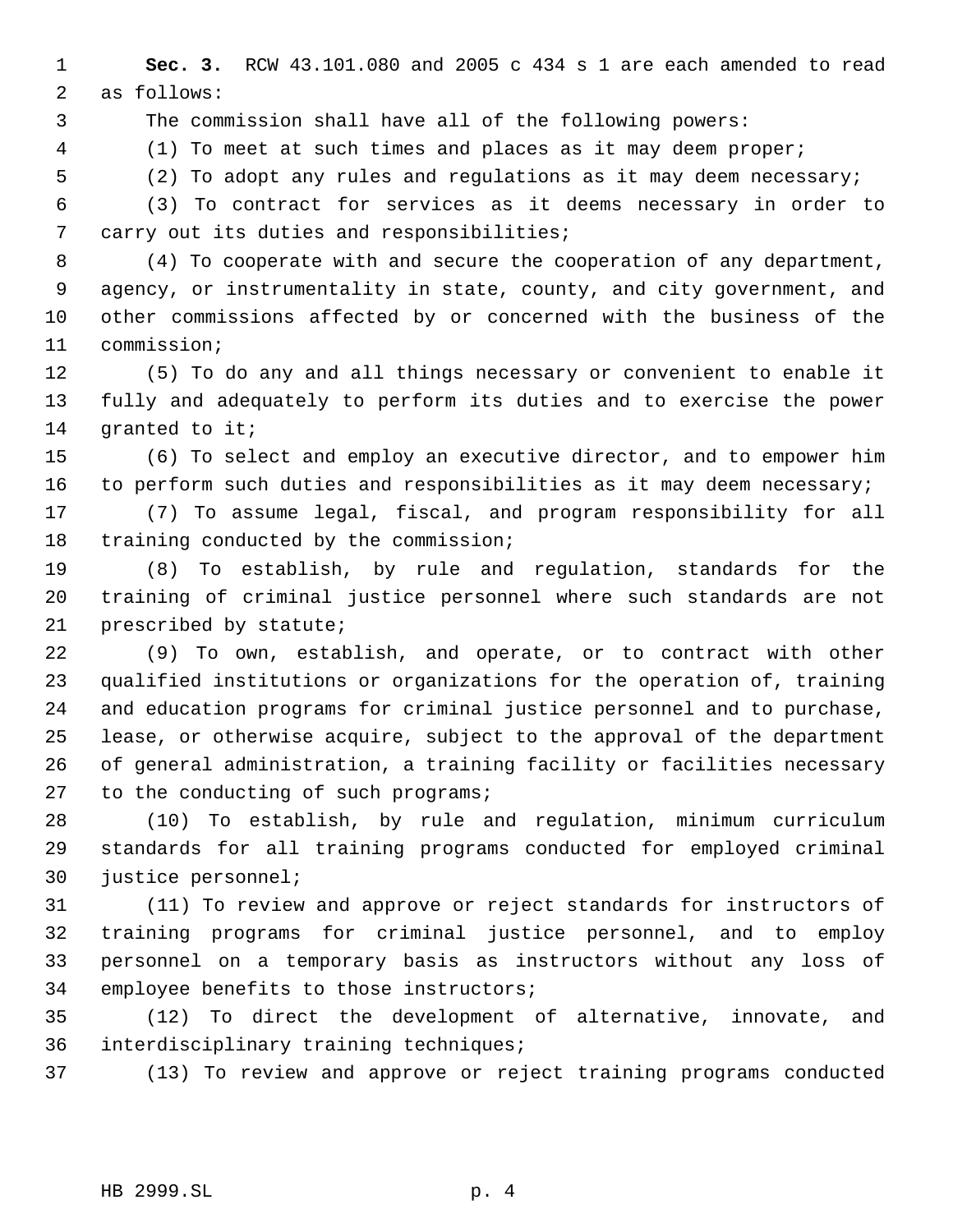**Sec. 3.** RCW 43.101.080 and 2005 c 434 s 1 are each amended to read as follows:

The commission shall have all of the following powers:

(1) To meet at such times and places as it may deem proper;

(2) To adopt any rules and regulations as it may deem necessary;

(3) To contract for services as it deems necessary in order to carry out its duties and responsibilities;

(4) To cooperate with and secure the cooperation of any department, agency, or instrumentality in state, county, and city government, and other commissions affected by or concerned with the business of the commission;

(5) To do any and all things necessary or convenient to enable it fully and adequately to perform its duties and to exercise the power granted to it;

(6) To select and employ an executive director, and to empower him to perform such duties and responsibilities as it may deem necessary;

(7) To assume legal, fiscal, and program responsibility for all training conducted by the commission;

(8) To establish, by rule and regulation, standards for the training of criminal justice personnel where such standards are not prescribed by statute;

(9) To own, establish, and operate, or to contract with other qualified institutions or organizations for the operation of, training and education programs for criminal justice personnel and to purchase, lease, or otherwise acquire, subject to the approval of the department of general administration, a training facility or facilities necessary to the conducting of such programs;

(10) To establish, by rule and regulation, minimum curriculum standards for all training programs conducted for employed criminal justice personnel;

(11) To review and approve or reject standards for instructors of training programs for criminal justice personnel, and to employ personnel on a temporary basis as instructors without any loss of employee benefits to those instructors;

(12) To direct the development of alternative, innovate, and interdisciplinary training techniques;

(13) To review and approve or reject training programs conducted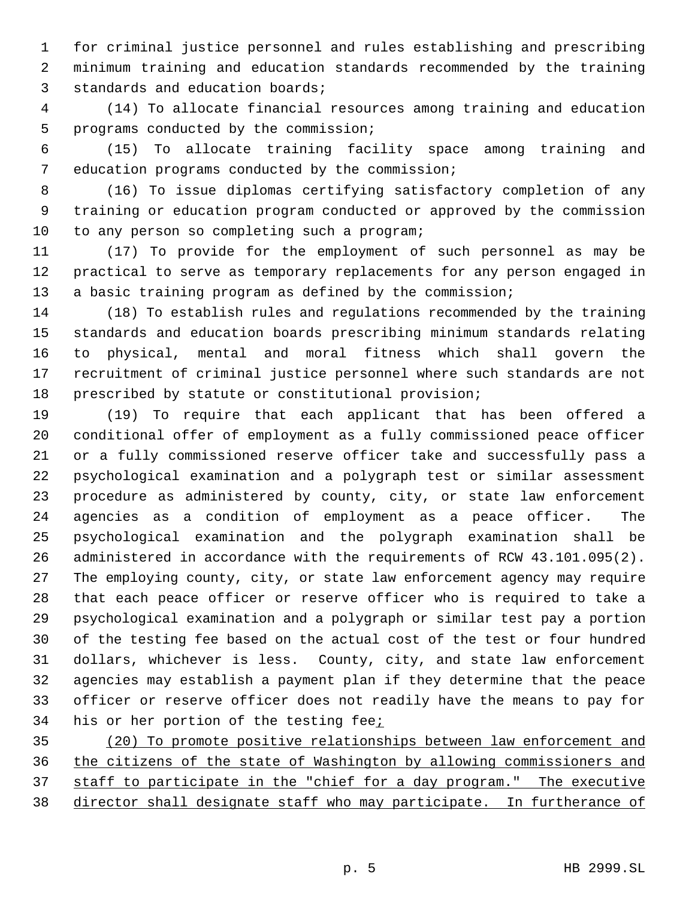for criminal justice personnel and rules establishing and prescribing minimum training and education standards recommended by the training standards and education boards;

(14) To allocate financial resources among training and education programs conducted by the commission;

(15) To allocate training facility space among training and education programs conducted by the commission;

(16) To issue diplomas certifying satisfactory completion of any training or education program conducted or approved by the commission to any person so completing such a program;

(17) To provide for the employment of such personnel as may be practical to serve as temporary replacements for any person engaged in a basic training program as defined by the commission;

(18) To establish rules and regulations recommended by the training standards and education boards prescribing minimum standards relating to physical, mental and moral fitness which shall govern the recruitment of criminal justice personnel where such standards are not prescribed by statute or constitutional provision;

(19) To require that each applicant that has been offered a conditional offer of employment as a fully commissioned peace officer or a fully commissioned reserve officer take and successfully pass a psychological examination and a polygraph test or similar assessment procedure as administered by county, city, or state law enforcement agencies as a condition of employment as a peace officer. The psychological examination and the polygraph examination shall be administered in accordance with the requirements of RCW 43.101.095(2). The employing county, city, or state law enforcement agency may require that each peace officer or reserve officer who is required to take a psychological examination and a polygraph or similar test pay a portion of the testing fee based on the actual cost of the test or four hundred dollars, whichever is less. County, city, and state law enforcement agencies may establish a payment plan if they determine that the peace officer or reserve officer does not readily have the means to pay for his or her portion of the testing fee<u>;</u>

<u>(20) To promote positive relationships between law enforcement and the citizens of the state of Washington by allowing commissioners and staff to participate in the "chief for a day program." The executive director shall designate staff who may participate. In furtherance of</u>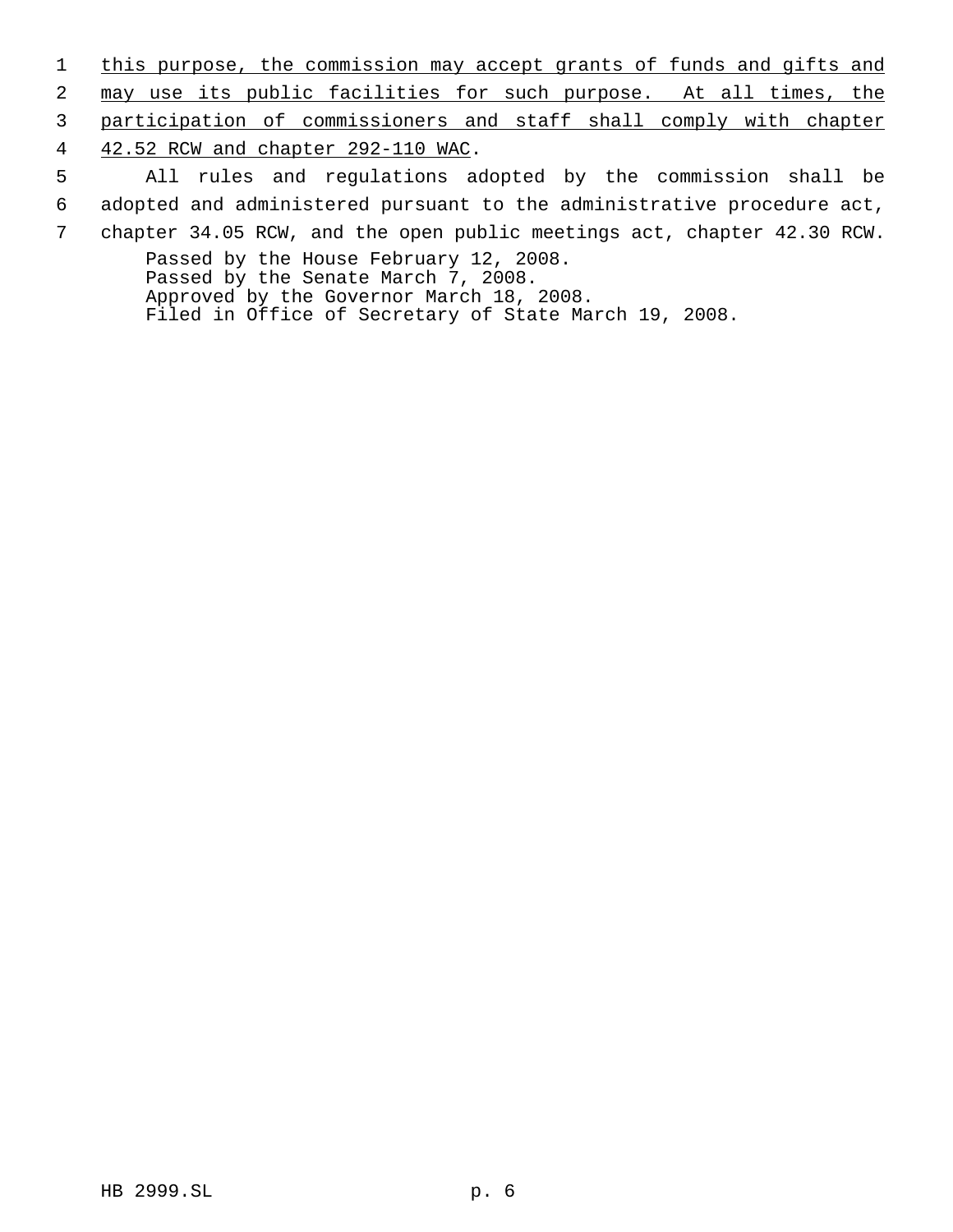this purpose, the commission may accept grants of funds and gifts and may use its public facilities for such purpose. At all times, the participation of commissioners and staff shall comply with chapter 42.52 RCW and chapter 292-110 WAC.

All rules and regulations adopted by the commission shall be adopted and administered pursuant to the administrative procedure act, chapter 34.05 RCW, and the open public meetings act, chapter 42.30 RCW.

Passed by the House February 12, 2008.
Passed by the Senate March 7, 2008.
Approved by the Governor March 18, 2008.
Filed in Office of Secretary of State March 19, 2008.